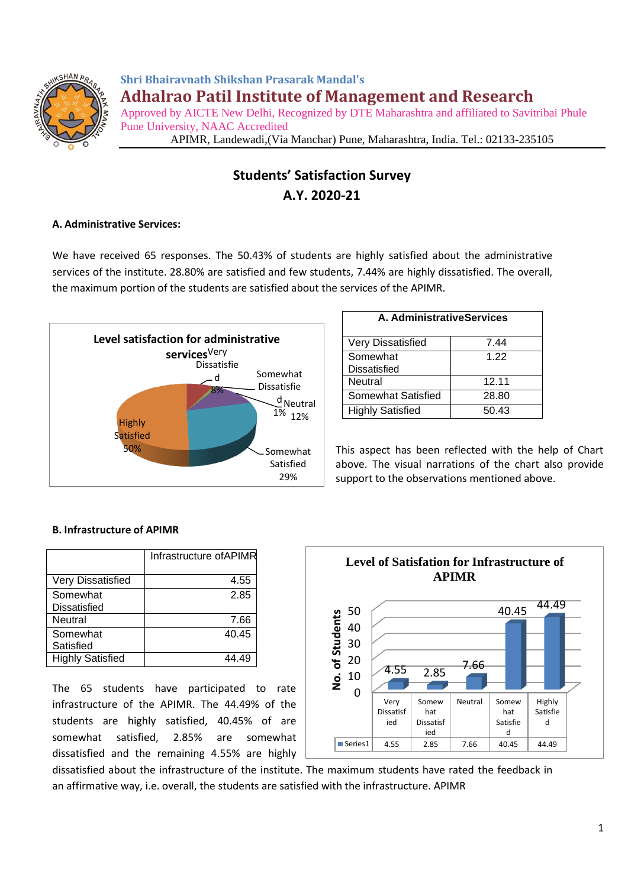Shri Bhairavnath Shikshan Prasarak Mandal's

# Adhalrao Patil Institute of Management and Research

Approved by AICTE New Delhi, Recognized by DTE Maharashtra and affiliated to Savitribai Phule Pune University, NAAC Accredited

APIMR, Landewadi,(Via Manchar) Pune, Maharashtra, India. Tel.: 02133-235105

## Students' Satisfaction Survey
## A.Y. 2020-21

### A. Administrative Services:

We have received 65 responses. The 50.43% of students are highly satisfied about the administrative services of the institute. 28.80% are satisfied and few students, 7.44% are highly dissatisfied. The overall, the maximum portion of the students are satisfied about the services of the APIMR.

Level satisfaction for administrative services

Very Dissatisfied 8%; Somewhat Dissatisfied 1%; Neutral 12%; Somewhat Satisfied 29%; Highly Satisfied 50%

| A. AdministrativeServices | |
|---|---|
| Very Dissatisfied | 7.44 |
| Somewhat Dissatisfied | 1.22 |
| Neutral | 12.11 |
| Somewhat Satisfied | 28.80 |
| Highly Satisfied | 50.43 |

This aspect has been reflected with the help of Chart above. The visual narrations of the chart also provide support to the observations mentioned above.

### B. Infrastructure of APIMR

| | Infrastructure ofAPIMR |
|---|---|
| Very Dissatisfied | 4.55 |
| Somewhat Dissatisfied | 2.85 |
| Neutral | 7.66 |
| Somewhat Satisfied | 40.45 |
| Highly Satisfied | 44.49 |

Level of Satisfaction for Infrastructure of APIMR

| | Very Dissatisfied | Somewhat Dissatisfied | Neutral | Somewhat Satisfied | Highly Satisfied |
|---|---|---|---|---|---|
| Series1 | 4.55 | 2.85 | 7.66 | 40.45 | 44.49 |

The 65 students have participated to rate infrastructure of the APIMR. The 44.49% of the students are highly satisfied, 40.45% of are somewhat satisfied, 2.85% are somewhat dissatisfied and the remaining 4.55% are highly dissatisfied about the infrastructure of the institute. The maximum students have rated the feedback in an affirmative way, i.e. overall, the students are satisfied with the infrastructure. APIMR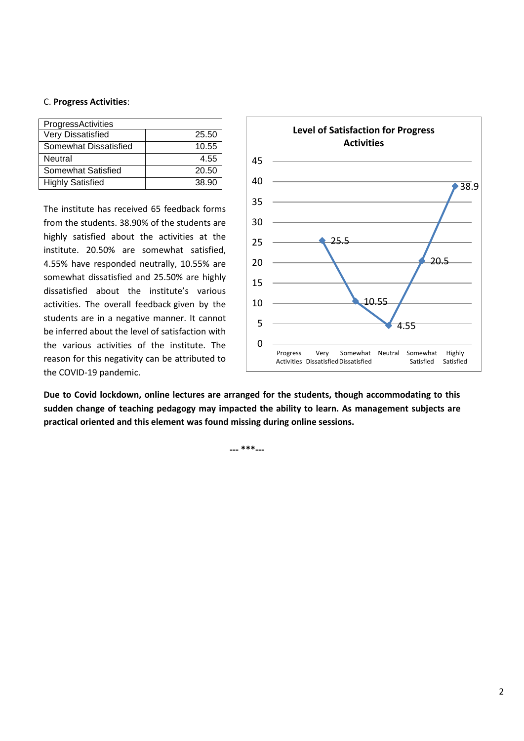C. **Progress Activities**:

| ProgressActivities | |
|---|---|
| Very Dissatisfied | 25.50 |
| Somewhat Dissatisfied | 10.55 |
| Neutral | 4.55 |
| Somewhat Satisfied | 20.50 |
| Highly Satisfied | 38.90 |

The institute has received 65 feedback forms from the students. 38.90% of the students are highly satisfied about the activities at the institute. 20.50% are somewhat satisfied, 4.55% have responded neutrally, 10.55% are somewhat dissatisfied and 25.50% are highly dissatisfied about the institute's various activities. The overall feedback given by the students are in a negative manner. It cannot be inferred about the level of satisfaction with the various activities of the institute. The reason for this negativity can be attributed to the COVID-19 pandemic.

**Level of Satisfaction for Progress Activities**

45
40
35
30
25
20
15
10
5
0

Progress Activities
Very Dissatisfied
Somewhat Dissatisfied
Neutral
Somewhat Satisfied
Highly Satisfied

25.5
10.55
4.55
20.5
38.9

**Due to Covid lockdown, online lectures are arranged for the students, though accommodating to this sudden change of teaching pedagogy may impacted the ability to learn. As management subjects are practical oriented and this element was found missing during online sessions.**

**--- \*\*\*---**